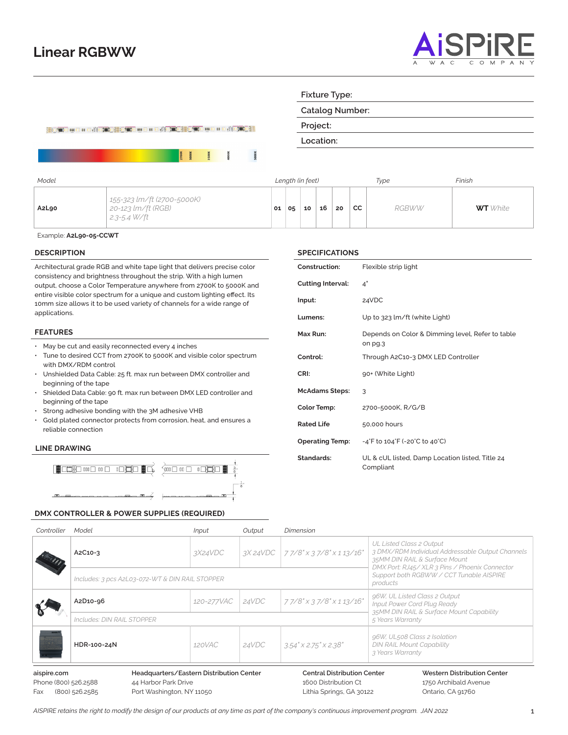# Linear RGBWW

AiSPiRE
A WAC COMPANY

| Fixture Type: |
|---|
| Catalog Number: |
| Project: |
| Location: |

| Model | | Length (in feet) | | | | | | Type | Finish |
|---|---|---|---|---|---|---|---|---|---|
| A2L90 | 155-323 lm/ft (2700-5000K) 20-123 lm/ft (RGB) 2.3-5.4 W/ft | 01 | 05 | 10 | 16 | 20 | CC | RGBWW | **WT** White |

Example: **A2L90-05-CCWT**

## DESCRIPTION

Architectural grade RGB and white tape light that delivers precise color consistency and brightness throughout the strip. With a high lumen output, choose a Color Temperature anywhere from 2700K to 5000K and entire visible color spectrum for a unique and custom lighting effect. Its 10mm size allows it to be used variety of channels for a wide range of applications.

## FEATURES

- May be cut and easily reconnected every 4 inches
- Tune to desired CCT from 2700K to 5000K and visible color spectrum with DMX/RDM control
- Unshielded Data Cable: 25 ft. max run between DMX controller and beginning of the tape
- Shielded Data Cable: 90 ft. max run between DMX LED controller and beginning of the tape
- Strong adhesive bonding with the 3M adhesive VHB
- Gold plated connector protects from corrosion, heat, and ensures a reliable connection

## LINE DRAWING

## SPECIFICATIONS

| | |
|---|---|
| **Construction:** | Flexible strip light |
| **Cutting Interval:** | 4" |
| **Input:** | 24VDC |
| **Lumens:** | Up to 323 lm/ft (white Light) |
| **Max Run:** | Depends on Color & Dimming level, Refer to table on pg.3 |
| **Control:** | Through A2C10-3 DMX LED Controller |
| **CRI:** | 90+ (White Light) |
| **McAdams Steps:** | 3 |
| **Color Temp:** | 2700-5000K, R/G/B |
| **Rated Life** | 50,000 hours |
| **Operating Temp:** | -4°F to 104°F (-20°C to 40°C) |
| **Standards:** | UL & cUL listed, Damp Location listed, Title 24 Compliant |

## DMX CONTROLLER & POWER SUPPLIES (REQUIRED)

| Controller | Model | Input | Output | Dimension | |
|---|---|---|---|---|---|
| | A2C10-3 | 3X24VDC | 3X 24VDC | 7 7/8" x 3 7/8" x 1 13/16" | UL Listed Class 2 Output 3 DMX/RDM Individual Addressable Output Channels 35MM DIN RAIL & Surface Mount DMX Port: RJ45/ XLR 3 Pins / Phoenix Connector Support both RGBWW / CCT Tunable AISPIRE products |
| | Includes: 3 pcs A2L03-072-WT & DIN RAIL STOPPER | | | | |
| | A2D10-96 | 120-277VAC | 24VDC | 7 7/8" x 3 7/8" x 1 13/16" | 96W, UL Listed Class 2 Output Input Power Cord Plug Ready 35MM DIN RAIL & Surface Mount Capability 5 Years Warranty |
| | Includes: DIN RAIL STOPPER | | | | |
| | HDR-100-24N | 120VAC | 24VDC | 3.54" x 2.75" x 2.38" | 96W, UL508 Class 2 Isolation DIN RAIL Mount Capability 3 Years Warranty |

aispire.com
Phone (800) 526.2588
Fax (800) 526.2585

**Headquarters/Eastern Distribution Center**
44 Harbor Park Drive
Port Washington, NY 11050

**Central Distribution Center**
1600 Distribution Ct
Lithia Springs, GA 30122

**Western Distribution Center**
1750 Archibald Avenue
Ontario, CA 91760

*AISPIRE retains the right to modify the design of our products at any time as part of the company's continuous improvement program. JAN 2022*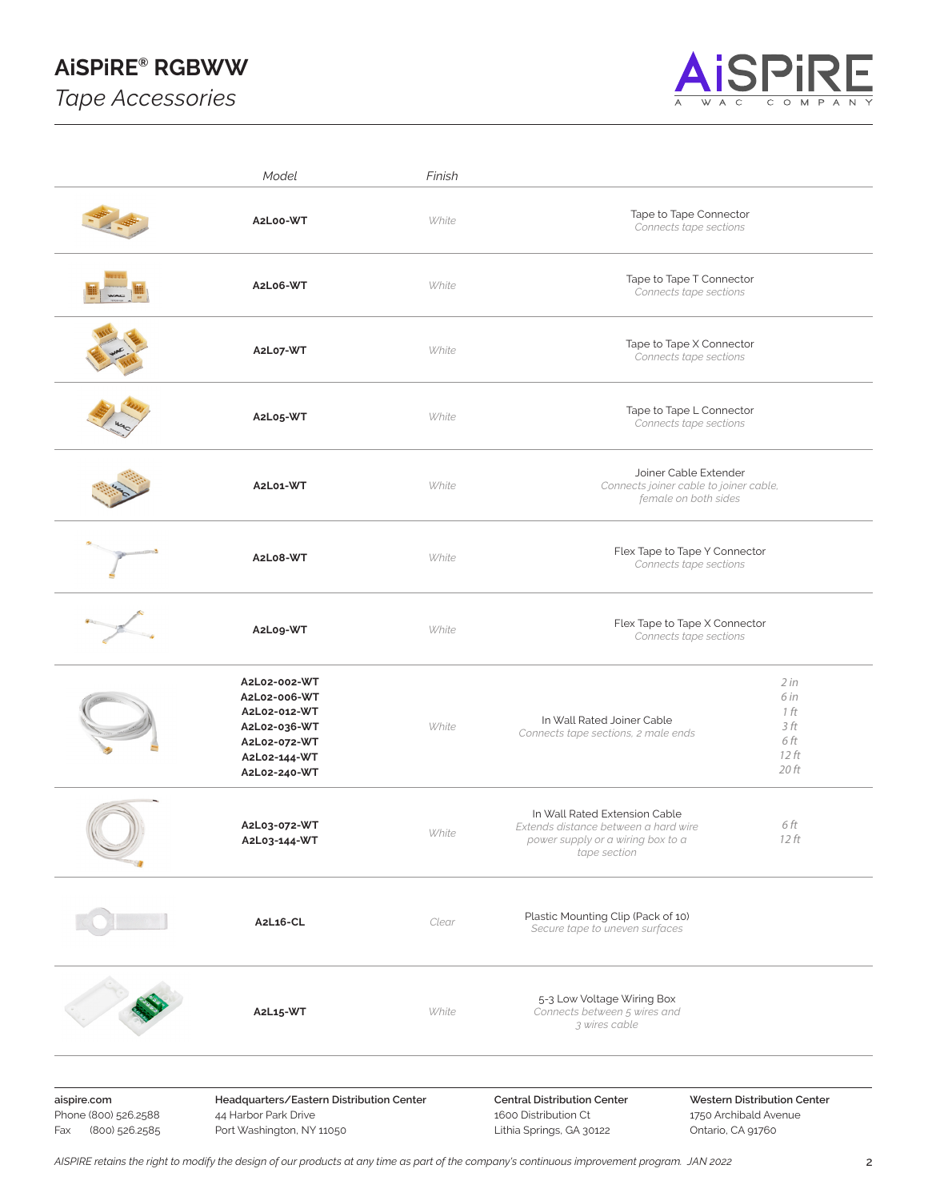# AiSPiRE® RGBWW

*Tape Accessories*

| Model | Finish | Description | Length |
|---|---|---|---|
| **A2L00-WT** | *White* | Tape to Tape Connector<br>*Connects tape sections* | |
| **A2L06-WT** | *White* | Tape to Tape T Connector<br>*Connects tape sections* | |
| **A2L07-WT** | *White* | Tape to Tape X Connector<br>*Connects tape sections* | |
| **A2L05-WT** | *White* | Tape to Tape L Connector<br>*Connects tape sections* | |
| **A2L01-WT** | *White* | Joiner Cable Extender<br>*Connects joiner cable to joiner cable, female on both sides* | |
| **A2L08-WT** | *White* | Flex Tape to Tape Y Connector<br>*Connects tape sections* | |
| **A2L09-WT** | *White* | Flex Tape to Tape X Connector<br>*Connects tape sections* | |
| **A2L02-002-WT**<br>**A2L02-006-WT**<br>**A2L02-012-WT**<br>**A2L02-036-WT**<br>**A2L02-072-WT**<br>**A2L02-144-WT**<br>**A2L02-240-WT** | *White* | In Wall Rated Joiner Cable<br>*Connects tape sections, 2 male ends* | *2 in*<br>*6 in*<br>*1 ft*<br>*3 ft*<br>*6 ft*<br>*12 ft*<br>*20 ft* |
| **A2L03-072-WT**<br>**A2L03-144-WT** | *White* | In Wall Rated Extension Cable<br>*Extends distance between a hard wire power supply or a wiring box to a tape section* | *6 ft*<br>*12 ft* |
| **A2L16-CL** | *Clear* | Plastic Mounting Clip (Pack of 10)<br>*Secure tape to uneven surfaces* | |
| **A2L15-WT** | *White* | 5-3 Low Voltage Wiring Box<br>*Connects between 5 wires and 3 wires cable* | |

**aispire.com**
Phone (800) 526.2588
Fax (800) 526.2585

**Headquarters/Eastern Distribution Center**
44 Harbor Park Drive
Port Washington, NY 11050

**Central Distribution Center**
1600 Distribution Ct
Lithia Springs, GA 30122

**Western Distribution Center**
1750 Archibald Avenue
Ontario, CA 91760

*AISPIRE retains the right to modify the design of our products at any time as part of the company's continuous improvement program. JAN 2022*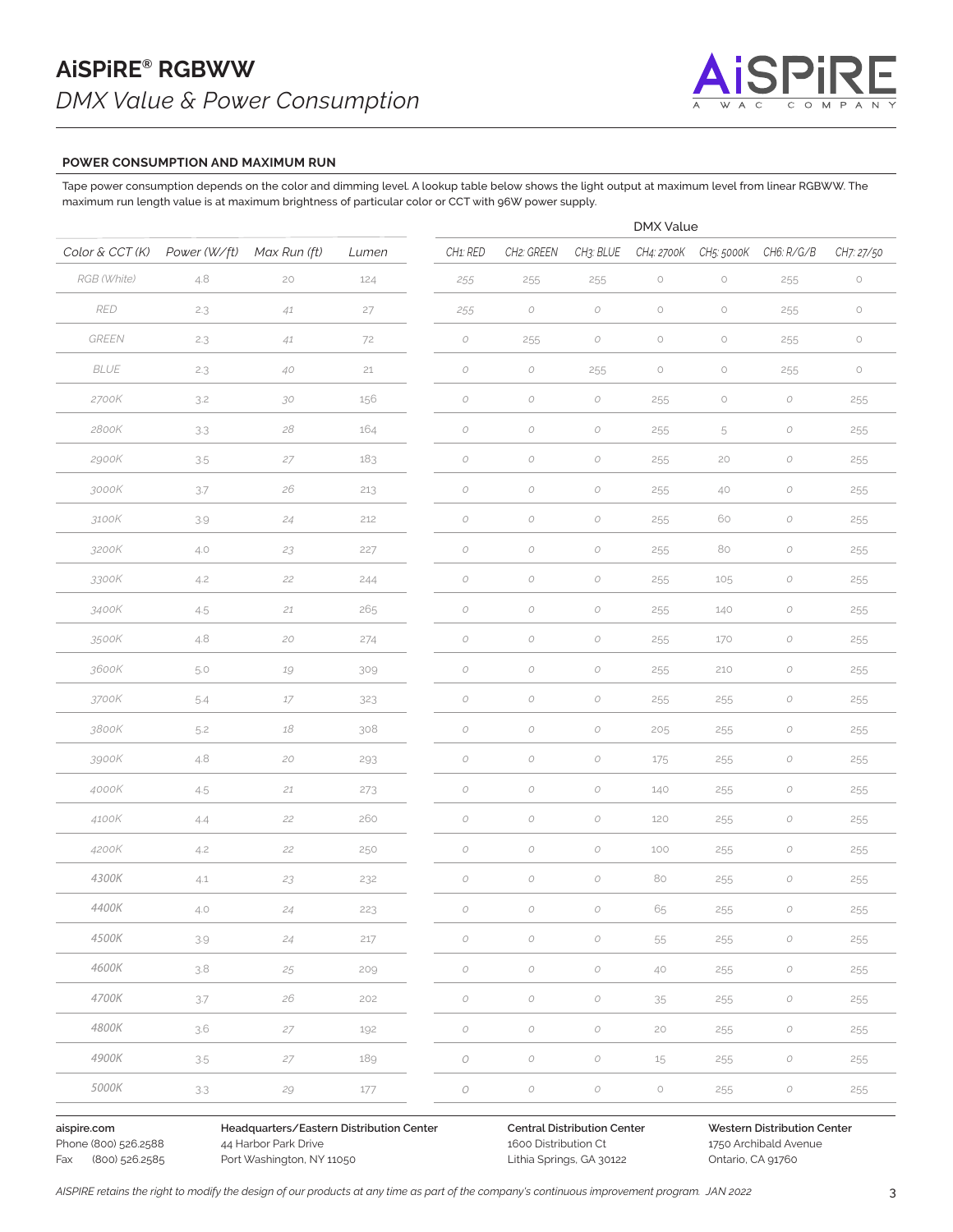# AiSPiRE® RGBWW

*DMX Value & Power Consumption*

### POWER CONSUMPTION AND MAXIMUM RUN

Tape power consumption depends on the color and dimming level. A lookup table below shows the light output at maximum level from linear RGBWW. The maximum run length value is at maximum brightness of particular color or CCT with 96W power supply.

| | | | | DMX Value | | | | | | |
|---|---|---|---|---|---|---|---|---|---|---|
| *Color & CCT (K)* | *Power (W/ft)* | *Max Run (ft)* | *Lumen* | *CH1: RED* | *CH2: GREEN* | *CH3: BLUE* | *CH4: 2700K* | *CH5: 5000K* | *CH6: R/G/B* | *CH7: 27/50* |
| RGB (White) | 4.8 | 20 | 124 | 255 | 255 | 255 | 0 | 0 | 255 | 0 |
| RED | 2.3 | 41 | 27 | 255 | 0 | 0 | 0 | 0 | 255 | 0 |
| GREEN | 2.3 | 41 | 72 | 0 | 255 | 0 | 0 | 0 | 255 | 0 |
| BLUE | 2.3 | 40 | 21 | 0 | 0 | 255 | 0 | 0 | 255 | 0 |
| 2700K | 3.2 | 30 | 156 | 0 | 0 | 0 | 255 | 0 | 0 | 255 |
| 2800K | 3.3 | 28 | 164 | 0 | 0 | 0 | 255 | 5 | 0 | 255 |
| 2900K | 3.5 | 27 | 183 | 0 | 0 | 0 | 255 | 20 | 0 | 255 |
| 3000K | 3.7 | 26 | 213 | 0 | 0 | 0 | 255 | 40 | 0 | 255 |
| 3100K | 3.9 | 24 | 212 | 0 | 0 | 0 | 255 | 60 | 0 | 255 |
| 3200K | 4.0 | 23 | 227 | 0 | 0 | 0 | 255 | 80 | 0 | 255 |
| 3300K | 4.2 | 22 | 244 | 0 | 0 | 0 | 255 | 105 | 0 | 255 |
| 3400K | 4.5 | 21 | 265 | 0 | 0 | 0 | 255 | 140 | 0 | 255 |
| 3500K | 4.8 | 20 | 274 | 0 | 0 | 0 | 255 | 170 | 0 | 255 |
| 3600K | 5.0 | 19 | 309 | 0 | 0 | 0 | 255 | 210 | 0 | 255 |
| 3700K | 5.4 | 17 | 323 | 0 | 0 | 0 | 255 | 255 | 0 | 255 |
| 3800K | 5.2 | 18 | 308 | 0 | 0 | 0 | 205 | 255 | 0 | 255 |
| 3900K | 4.8 | 20 | 293 | 0 | 0 | 0 | 175 | 255 | 0 | 255 |
| 4000K | 4.5 | 21 | 273 | 0 | 0 | 0 | 140 | 255 | 0 | 255 |
| 4100K | 4.4 | 22 | 260 | 0 | 0 | 0 | 120 | 255 | 0 | 255 |
| 4200K | 4.2 | 22 | 250 | 0 | 0 | 0 | 100 | 255 | 0 | 255 |
| 4300K | 4.1 | 23 | 232 | 0 | 0 | 0 | 80 | 255 | 0 | 255 |
| 4400K | 4.0 | 24 | 223 | 0 | 0 | 0 | 65 | 255 | 0 | 255 |
| 4500K | 3.9 | 24 | 217 | 0 | 0 | 0 | 55 | 255 | 0 | 255 |
| 4600K | 3.8 | 25 | 209 | 0 | 0 | 0 | 40 | 255 | 0 | 255 |
| 4700K | 3.7 | 26 | 202 | 0 | 0 | 0 | 35 | 255 | 0 | 255 |
| 4800K | 3.6 | 27 | 192 | 0 | 0 | 0 | 20 | 255 | 0 | 255 |
| 4900K | 3.5 | 27 | 189 | 0 | 0 | 0 | 15 | 255 | 0 | 255 |
| 5000K | 3.3 | 29 | 177 | 0 | 0 | 0 | 0 | 255 | 0 | 255 |

aispire.com
Phone (800) 526.2588
Fax (800) 526.2585

**Headquarters/Eastern Distribution Center**
44 Harbor Park Drive
Port Washington, NY 11050

**Central Distribution Center**
1600 Distribution Ct
Lithia Springs, GA 30122

**Western Distribution Center**
1750 Archibald Avenue
Ontario, CA 91760

*AISPIRE retains the right to modify the design of our products at any time as part of the company's continuous improvement program. JAN 2022*